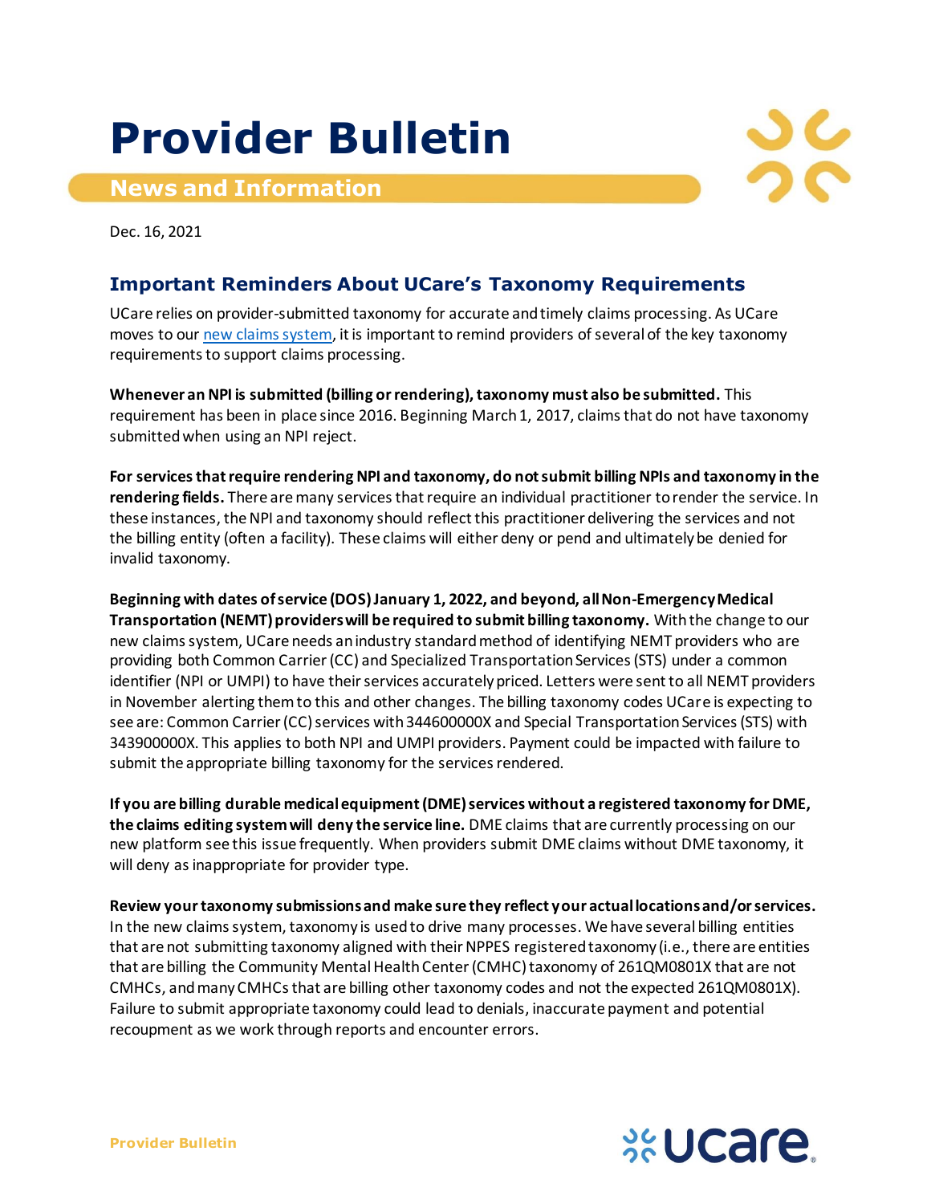# Provider Bulletin

## News and Information

Dec. 16, 2021

### Important Reminders About UCare's Taxonomy Requirements

UCare relies on provider-submitted taxonomy for accurate and timely claims processing. As UCare moves to our new claims system, it is important to remind providers of several of the key taxonomy requirements to support claims processing.

**Whenever an NPI is submitted (billing or rendering), taxonomy must also be submitted.** This requirement has been in place since 2016. Beginning March 1, 2017, claims that do not have taxonomy submitted when using an NPI reject.

**For services that require rendering NPI and taxonomy, do not submit billing NPIs and taxonomy in the rendering fields.** There are many services that require an individual practitioner to render the service. In these instances, the NPI and taxonomy should reflect this practitioner delivering the services and not the billing entity (often a facility). These claims will either deny or pend and ultimately be denied for invalid taxonomy.

**Beginning with dates of service (DOS) January 1, 2022, and beyond, all Non-Emergency Medical Transportation (NEMT) providers will be required to submit billing taxonomy.** With the change to our new claims system, UCare needs an industry standard method of identifying NEMT providers who are providing both Common Carrier (CC) and Specialized Transportation Services (STS) under a common identifier (NPI or UMPI) to have their services accurately priced. Letters were sent to all NEMT providers in November alerting them to this and other changes. The billing taxonomy codes UCare is expecting to see are: Common Carrier (CC) services with 344600000X and Special Transportation Services (STS) with 343900000X. This applies to both NPI and UMPI providers. Payment could be impacted with failure to submit the appropriate billing taxonomy for the services rendered.

**If you are billing durable medical equipment (DME) services without a registered taxonomy for DME, the claims editing system will deny the service line.** DME claims that are currently processing on our new platform see this issue frequently. When providers submit DME claims without DME taxonomy, it will deny as inappropriate for provider type.

**Review your taxonomy submissions and make sure they reflect your actual locations and/or services.** In the new claims system, taxonomy is used to drive many processes. We have several billing entities that are not submitting taxonomy aligned with their NPPES registered taxonomy (i.e., there are entities that are billing the Community Mental Health Center (CMHC) taxonomy of 261QM0801X that are not CMHCs, and many CMHCs that are billing other taxonomy codes and not the expected 261QM0801X). Failure to submit appropriate taxonomy could lead to denials, inaccurate payment and potential recoupment as we work through reports and encounter errors.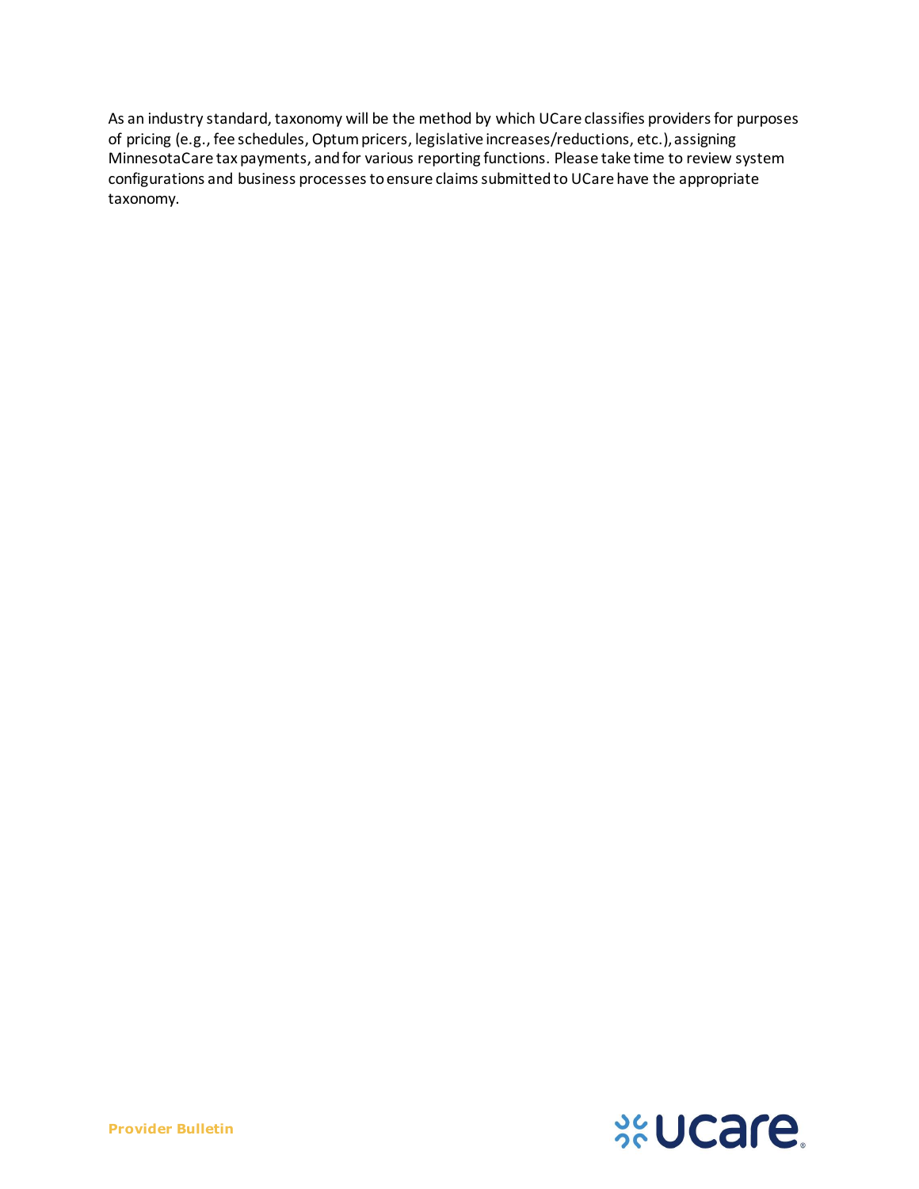As an industry standard, taxonomy will be the method by which UCare classifies providers for purposes of pricing (e.g., fee schedules, Optum pricers, legislative increases/reductions, etc.), assigning MinnesotaCare tax payments, and for various reporting functions. Please take time to review system configurations and business processes to ensure claims submitted to UCare have the appropriate taxonomy.